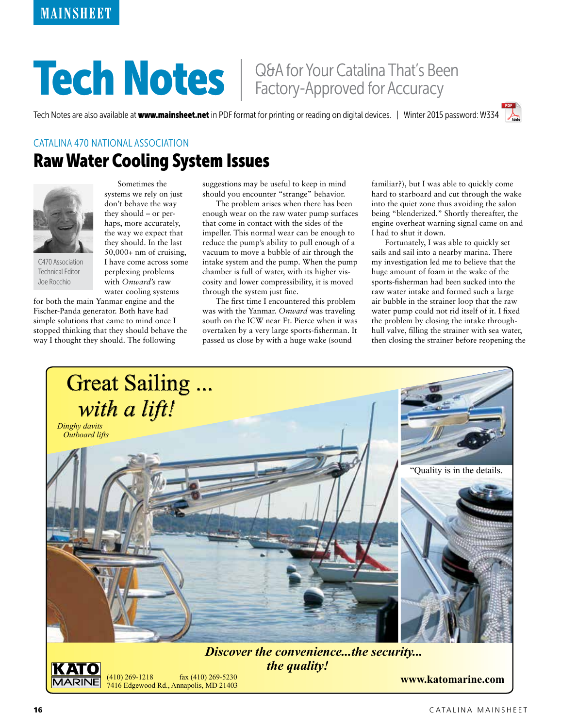MAINSHEET

# Tech Notes

Q&A for Your Catalina That's Been Factory-Approved for Accuracy

Tech Notes are also available at **www.mainsheet.net** in PDF format for printing or reading on digital devices. | Winter 2015 password: W334

CATALINA 470 NATIONAL ASSOCIATION

## Raw Water Cooling System Issues

C470 Association Technical Editor Joe Rocchio

Sometimes the systems we rely on just don't behave the way they should – or perhaps, more accurately, the way we expect that they should. In the last 50,000+ nm of cruising, I have come across some perplexing problems with *Onward's* raw water cooling systems for both the main Yanmar engine and the Fischer-Panda generator. Both have had simple solutions that came to mind once I stopped thinking that they should behave the way I thought they should. The following suggestions may be useful to keep in mind should you encounter "strange" behavior.

The problem arises when there has been enough wear on the raw water pump surfaces that come in contact with the sides of the impeller. This normal wear can be enough to reduce the pump's ability to pull enough of a vacuum to move a bubble of air through the intake system and the pump. When the pump chamber is full of water, with its higher viscosity and lower compressibility, it is moved through the system just fine.

The first time I encountered this problem was with the Yanmar. *Onward* was traveling south on the ICW near Ft. Pierce when it was overtaken by a very large sports-fisherman. It passed us close by with a huge wake (sound familiar?), but I was able to quickly come hard to starboard and cut through the wake into the quiet zone thus avoiding the salon being "blenderized." Shortly thereafter, the engine overheat warning signal came on and I had to shut it down.

Fortunately, I was able to quickly set sails and sail into a nearby marina. There my investigation led me to believe that the huge amount of foam in the wake of the sports-fisherman had been sucked into the raw water intake and formed such a large air bubble in the strainer loop that the raw water pump could not rid itself of it. I fixed the problem by closing the intake through-hull valve, filling the strainer with sea water, then closing the strainer before reopening the

Great Sailing ... *with a lift!*

*Dinghy davits*
*Outboard lifts*

"Quality is in the details.

***Discover the convenience...the security... the quality!***

KATO MARINE
(410) 269-1218 fax (410) 269-5230
7416 Edgewood Rd., Annapolis, MD 21403

**www.katomarine.com**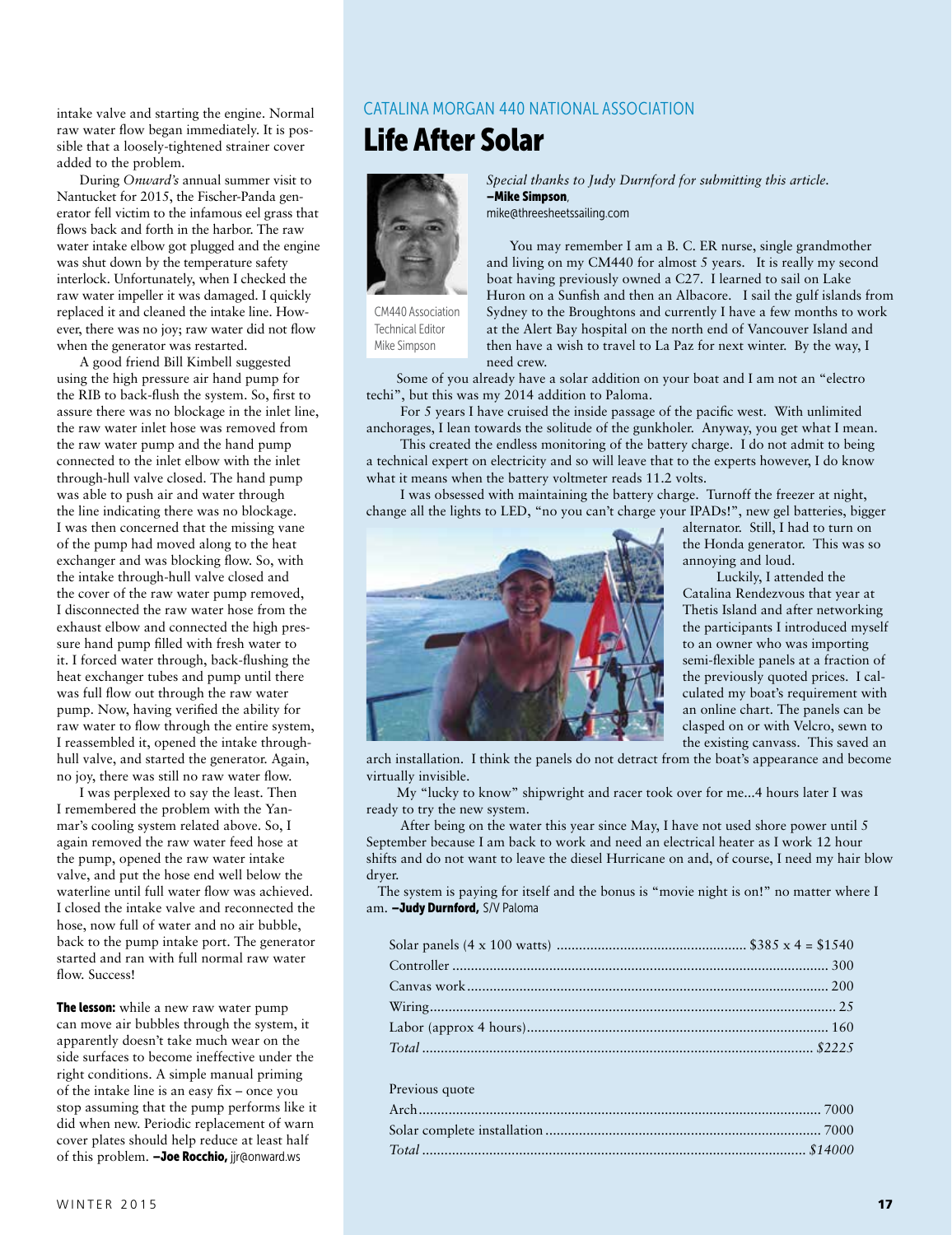intake valve and starting the engine. Normal raw water flow began immediately. It is possible that a loosely-tightened strainer cover added to the problem.

During *Onward's* annual summer visit to Nantucket for 2015, the Fischer-Panda generator fell victim to the infamous eel grass that flows back and forth in the harbor. The raw water intake elbow got plugged and the engine was shut down by the temperature safety interlock. Unfortunately, when I checked the raw water impeller it was damaged. I quickly replaced it and cleaned the intake line. However, there was no joy; raw water did not flow when the generator was restarted.

A good friend Bill Kimbell suggested using the high pressure air hand pump for the RIB to back-flush the system. So, first to assure there was no blockage in the inlet line, the raw water inlet hose was removed from the raw water pump and the hand pump connected to the inlet elbow with the inlet through-hull valve closed. The hand pump was able to push air and water through the line indicating there was no blockage. I was then concerned that the missing vane of the pump had moved along to the heat exchanger and was blocking flow. So, with the intake through-hull valve closed and the cover of the raw water pump removed, I disconnected the raw water hose from the exhaust elbow and connected the high pressure hand pump filled with fresh water to it. I forced water through, back-flushing the heat exchanger tubes and pump until there was full flow out through the raw water pump. Now, having verified the ability for raw water to flow through the entire system, I reassembled it, opened the intake through-hull valve, and started the generator. Again, no joy, there was still no raw water flow.

I was perplexed to say the least. Then I remembered the problem with the Yanmar's cooling system related above. So, I again removed the raw water feed hose at the pump, opened the raw water intake valve, and put the hose end well below the waterline until full water flow was achieved. I closed the intake valve and reconnected the hose, now full of water and no air bubble, back to the pump intake port. The generator started and ran with full normal raw water flow. Success!

**The lesson:** while a new raw water pump can move air bubbles through the system, it apparently doesn't take much wear on the side surfaces to become ineffective under the right conditions. A simple manual priming of the intake line is an easy fix – once you stop assuming that the pump performs like it did when new. Periodic replacement of warn cover plates should help reduce at least half of this problem. **–Joe Rocchio,** jjr@onward.ws

CATALINA MORGAN 440 NATIONAL ASSOCIATION

# Life After Solar

CM440 Association Technical Editor Mike Simpson

*Special thanks to Judy Durnford for submitting this article.*
**–Mike Simpson**,
mike@threesheetssailing.com

You may remember I am a B. C. ER nurse, single grandmother and living on my CM440 for almost 5 years. It is really my second boat having previously owned a C27. I learned to sail on Lake Huron on a Sunfish and then an Albacore. I sail the gulf islands from Sydney to the Broughtons and currently I have a few months to work at the Alert Bay hospital on the north end of Vancouver Island and then have a wish to travel to La Paz for next winter. By the way, I need crew.

Some of you already have a solar addition on your boat and I am not an "electro techi", but this was my 2014 addition to Paloma.

For 5 years I have cruised the inside passage of the pacific west. With unlimited anchorages, I lean towards the solitude of the gunkholer. Anyway, you get what I mean.

This created the endless monitoring of the battery charge. I do not admit to being a technical expert on electricity and so will leave that to the experts however, I do know what it means when the battery voltmeter reads 11.2 volts.

I was obsessed with maintaining the battery charge. Turnoff the freezer at night, change all the lights to LED, "no you can't charge your IPADs!", new gel batteries, bigger alternator. Still, I had to turn on the Honda generator. This was so annoying and loud.

Luckily, I attended the Catalina Rendezvous that year at Thetis Island and after networking the participants I introduced myself to an owner who was importing semi-flexible panels at a fraction of the previously quoted prices. I calculated my boat's requirement with an online chart. The panels can be clasped on or with Velcro, sewn to the existing canvass. This saved an arch installation. I think the panels do not detract from the boat's appearance and become virtually invisible.

My "lucky to know" shipwright and racer took over for me...4 hours later I was ready to try the new system.

After being on the water this year since May, I have not used shore power until 5 September because I am back to work and need an electrical heater as I work 12 hour shifts and do not want to leave the diesel Hurricane on and, of course, I need my hair blow dryer.

The system is paying for itself and the bonus is "movie night is on!" no matter where I am. **–Judy Durnford,** S/V Paloma

| | |
|---|---|
| Solar panels (4 x 100 watts) | $385 x 4 = $1540 |
| Controller | 300 |
| Canvas work | 200 |
| Wiring | 25 |
| Labor (approx 4 hours) | 160 |
| *Total* | *$2225* |

Previous quote

| | |
|---|---|
| Arch | 7000 |
| Solar complete installation | 7000 |
| *Total* | *$14000* |